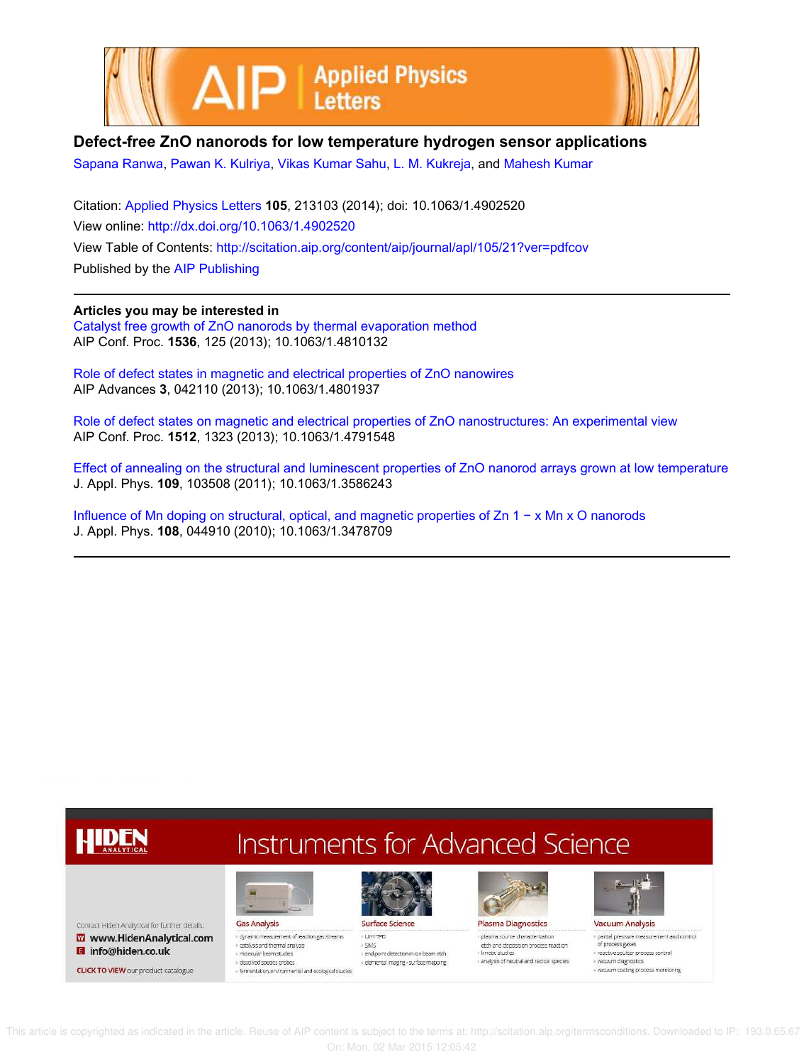# Defect-free ZnO nanorods for low temperature hydrogen sensor applications

Sapana Ranwa, Pawan K. Kulriya, Vikas Kumar Sahu, L. M. Kukreja, and Mahesh Kumar

Citation: Applied Physics Letters **105**, 213103 (2014); doi: 10.1063/1.4902520

View online: http://dx.doi.org/10.1063/1.4902520

View Table of Contents: http://scitation.aip.org/content/aip/journal/apl/105/21?ver=pdfcov

Published by the AIP Publishing

**Articles you may be interested in**

Catalyst free growth of ZnO nanorods by thermal evaporation method
AIP Conf. Proc. **1536**, 125 (2013); 10.1063/1.4810132

Role of defect states in magnetic and electrical properties of ZnO nanowires
AIP Advances **3**, 042110 (2013); 10.1063/1.4801937

Role of defect states on magnetic and electrical properties of ZnO nanostructures: An experimental view
AIP Conf. Proc. **1512**, 1323 (2013); 10.1063/1.4791548

Effect of annealing on the structural and luminescent properties of ZnO nanorod arrays grown at low temperature
J. Appl. Phys. **109**, 103508 (2011); 10.1063/1.3586243

Influence of Mn doping on structural, optical, and magnetic properties of $Zn_{1-x}Mn_xO$ nanorods
J. Appl. Phys. **108**, 044910 (2010); 10.1063/1.3478709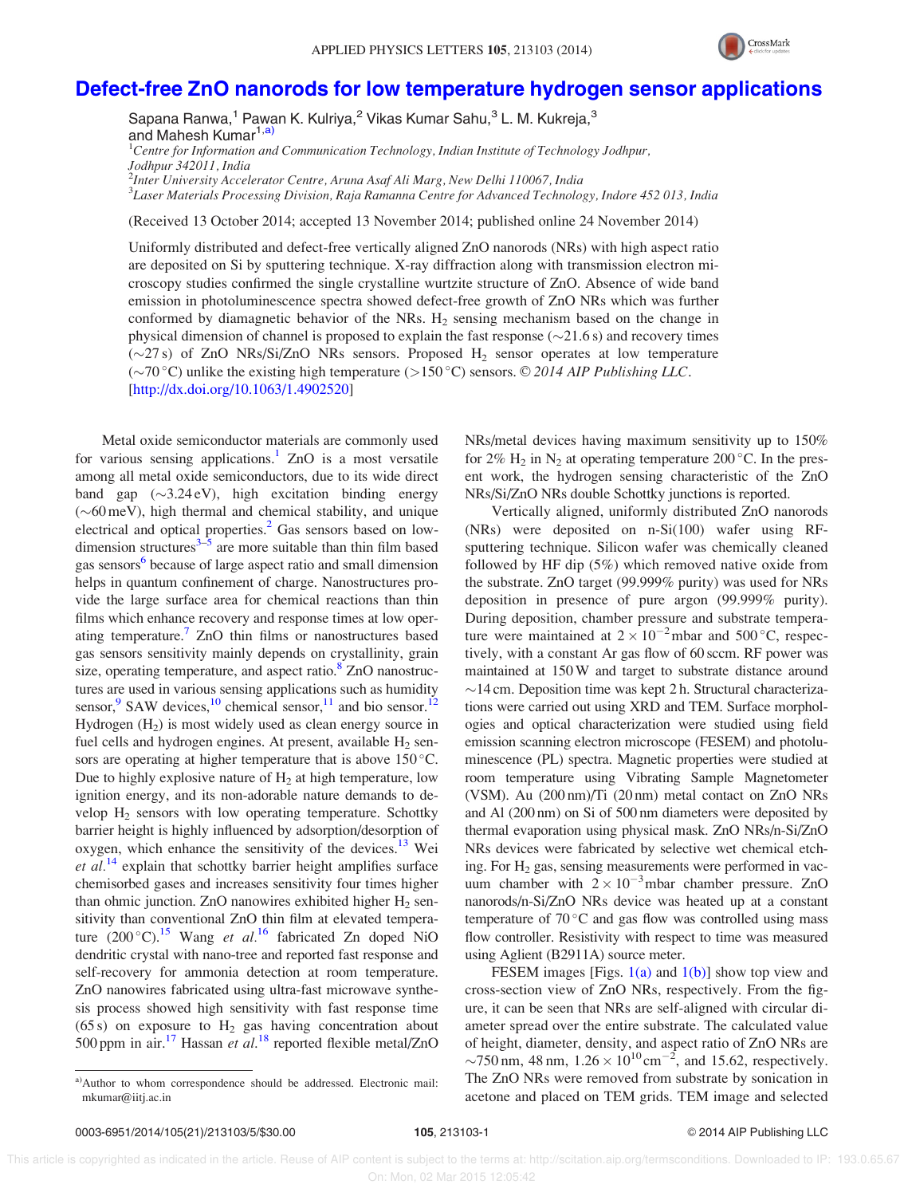# Defect-free ZnO nanorods for low temperature hydrogen sensor applications

Sapana Ranwa,[1] Pawan K. Kulriya,[2] Vikas Kumar Sahu,[3] L. M. Kukreja,[3] and Mahesh Kumar[1,a)]

[1]*Centre for Information and Communication Technology, Indian Institute of Technology Jodhpur, Jodhpur 342011, India*
[2]*Inter University Accelerator Centre, Aruna Asaf Ali Marg, New Delhi 110067, India*
[3]*Laser Materials Processing Division, Raja Ramanna Centre for Advanced Technology, Indore 452 013, India*

(Received 13 October 2014; accepted 13 November 2014; published online 24 November 2014)

Uniformly distributed and defect-free vertically aligned ZnO nanorods (NRs) with high aspect ratio are deposited on Si by sputtering technique. X-ray diffraction along with transmission electron microscopy studies confirmed the single crystalline wurtzite structure of ZnO. Absence of wide band emission in photoluminescence spectra showed defect-free growth of ZnO NRs which was further conformed by diamagnetic behavior of the NRs. $H_2$ sensing mechanism based on the change in physical dimension of channel is proposed to explain the fast response (~21.6 s) and recovery times (~27 s) of ZnO NRs/Si/ZnO NRs sensors. Proposed $H_2$ sensor operates at low temperature (~70 °C) unlike the existing high temperature (>150 °C) sensors. © *2014 AIP Publishing LLC*. [http://dx.doi.org/10.1063/1.4902520]

Metal oxide semiconductor materials are commonly used for various sensing applications.[1] ZnO is a most versatile among all metal oxide semiconductors, due to its wide direct band gap (~3.24 eV), high excitation binding energy (~60 meV), high thermal and chemical stability, and unique electrical and optical properties.[2] Gas sensors based on low-dimension structures[3–5] are more suitable than thin film based gas sensors[6] because of large aspect ratio and small dimension helps in quantum confinement of charge. Nanostructures provide the large surface area for chemical reactions than thin films which enhance recovery and response times at low operating temperature.[7] ZnO thin films or nanostructures based gas sensors sensitivity mainly depends on crystallinity, grain size, operating temperature, and aspect ratio.[8] ZnO nanostructures are used in various sensing applications such as humidity sensor,[9] SAW devices,[10] chemical sensor,[11] and bio sensor.[12] Hydrogen ($H_2$) is most widely used as clean energy source in fuel cells and hydrogen engines. At present, available $H_2$ sensors are operating at higher temperature that is above 150 °C. Due to highly explosive nature of $H_2$ at high temperature, low ignition energy, and its non-adorable nature demands to develop $H_2$ sensors with low operating temperature. Schottky barrier height is highly influenced by adsorption/desorption of oxygen, which enhance the sensitivity of the devices.[13] Wei *et al.*[14] explain that schottky barrier height amplifies surface chemisorbed gases and increases sensitivity four times higher than ohmic junction. ZnO nanowires exhibited higher $H_2$ sensitivity than conventional ZnO thin film at elevated temperature (200 °C).[15] Wang *et al.*[16] fabricated Zn doped NiO dendritic crystal with nano-tree and reported fast response and self-recovery for ammonia detection at room temperature. ZnO nanowires fabricated using ultra-fast microwave synthesis process showed high sensitivity with fast response time (65 s) on exposure to $H_2$ gas having concentration about 500 ppm in air.[17] Hassan *et al.*[18] reported flexible metal/ZnO NRs/metal devices having maximum sensitivity up to 150% for 2% $H_2$ in $N_2$ at operating temperature 200 °C. In the present work, the hydrogen sensing characteristic of the ZnO NRs/Si/ZnO NRs double Schottky junctions is reported.

Vertically aligned, uniformly distributed ZnO nanorods (NRs) were deposited on n-Si(100) wafer using RF-sputtering technique. Silicon wafer was chemically cleaned followed by HF dip (5%) which removed native oxide from the substrate. ZnO target (99.999% purity) was used for NRs deposition in presence of pure argon (99.999% purity). During deposition, chamber pressure and substrate temperature were maintained at $2 \times 10^{-2}$ mbar and 500 °C, respectively, with a constant Ar gas flow of 60 sccm. RF power was maintained at 150 W and target to substrate distance around ~14 cm. Deposition time was kept 2 h. Structural characterizations were carried out using XRD and TEM. Surface morphologies and optical characterization were studied using field emission scanning electron microscope (FESEM) and photoluminescence (PL) spectra. Magnetic properties were studied at room temperature using Vibrating Sample Magnetometer (VSM). Au (200 nm)/Ti (20 nm) metal contact on ZnO NRs and Al (200 nm) on Si of 500 nm diameters were deposited by thermal evaporation using physical mask. ZnO NRs/n-Si/ZnO NRs devices were fabricated by selective wet chemical etching. For $H_2$ gas, sensing measurements were performed in vacuum chamber with $2 \times 10^{-3}$ mbar chamber pressure. ZnO nanorods/n-Si/ZnO NRs device was heated up at a constant temperature of 70 °C and gas flow was controlled using mass flow controller. Resistivity with respect to time was measured using Aglient (B2911A) source meter.

FESEM images [Figs. 1(a) and 1(b)] show top view and cross-section view of ZnO NRs, respectively. From the figure, it can be seen that NRs are self-aligned with circular diameter spread over the entire substrate. The calculated value of height, diameter, density, and aspect ratio of ZnO NRs are ~750 nm, 48 nm, $1.26 \times 10^{10}\,cm^{-2}$, and 15.62, respectively. The ZnO NRs were removed from substrate by sonication in acetone and placed on TEM grids. TEM image and selected

a)Author to whom correspondence should be addressed. Electronic mail: mkumar@iitj.ac.in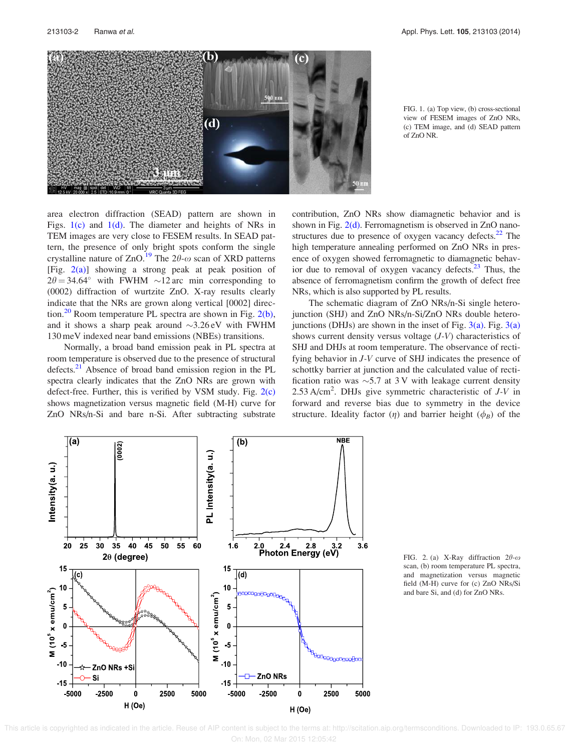FIG. 1. (a) Top view, (b) cross-sectional view of FESEM images of ZnO NRs, (c) TEM image, and (d) SEAD pattern of ZnO NR.

area electron diffraction (SEAD) pattern are shown in Figs. 1(c) and 1(d). The diameter and heights of NRs in TEM images are very close to FESEM results. In SEAD pattern, the presence of only bright spots conform the single crystalline nature of ZnO.[19] The 2$\theta$-$\omega$ scan of XRD patterns [Fig. 2(a)] showing a strong peak at peak position of $2\theta = 34.64°$ with FWHM $\sim$12 arc min corresponding to (0002) diffraction of wurtzite ZnO. X-ray results clearly indicate that the NRs are grown along vertical [0002] direction.[20] Room temperature PL spectra are shown in Fig. 2(b), and it shows a sharp peak around $\sim$3.26 eV with FWHM 130 meV indexed near band emissions (NBEs) transitions.

Normally, a broad band emission peak in PL spectra at room temperature is observed due to the presence of structural defects.[21] Absence of broad band emission region in the PL spectra clearly indicates that the ZnO NRs are grown with defect-free. Further, this is verified by VSM study. Fig. 2(c) shows magnetization versus magnetic field (M-H) curve for ZnO NRs/n-Si and bare n-Si. After subtracting substrate contribution, ZnO NRs show diamagnetic behavior and is shown in Fig. 2(d). Ferromagnetism is observed in ZnO nanostructures due to presence of oxygen vacancy defects.[22] The high temperature annealing performed on ZnO NRs in presence of oxygen showed ferromagnetic to diamagnetic behavior due to removal of oxygen vacancy defects.[23] Thus, the absence of ferromagnetism confirm the growth of defect free NRs, which is also supported by PL results.

The schematic diagram of ZnO NRs/n-Si single heterojunction (SHJ) and ZnO NRs/n-Si/ZnO NRs double heterojunctions (DHJs) are shown in the inset of Fig. 3(a). Fig. 3(a) shows current density versus voltage (*J-V*) characteristics of SHJ and DHJs at room temperature. The observance of rectifying behavior in *J-V* curve of SHJ indicates the presence of schottky barrier at junction and the calculated value of rectification ratio was $\sim$5.7 at 3 V with leakage current density 2.53 A/cm$^2$. DHJs give symmetric characteristic of *J-V* in forward and reverse bias due to symmetry in the device structure. Ideality factor ($\eta$) and barrier height ($\phi_B$) of the

FIG. 2. (a) X-Ray diffraction 2$\theta$-$\omega$ scan, (b) room temperature PL spectra, and magnetization versus magnetic field (M-H) curve for (c) ZnO NRs/Si and bare Si, and (d) for ZnO NRs.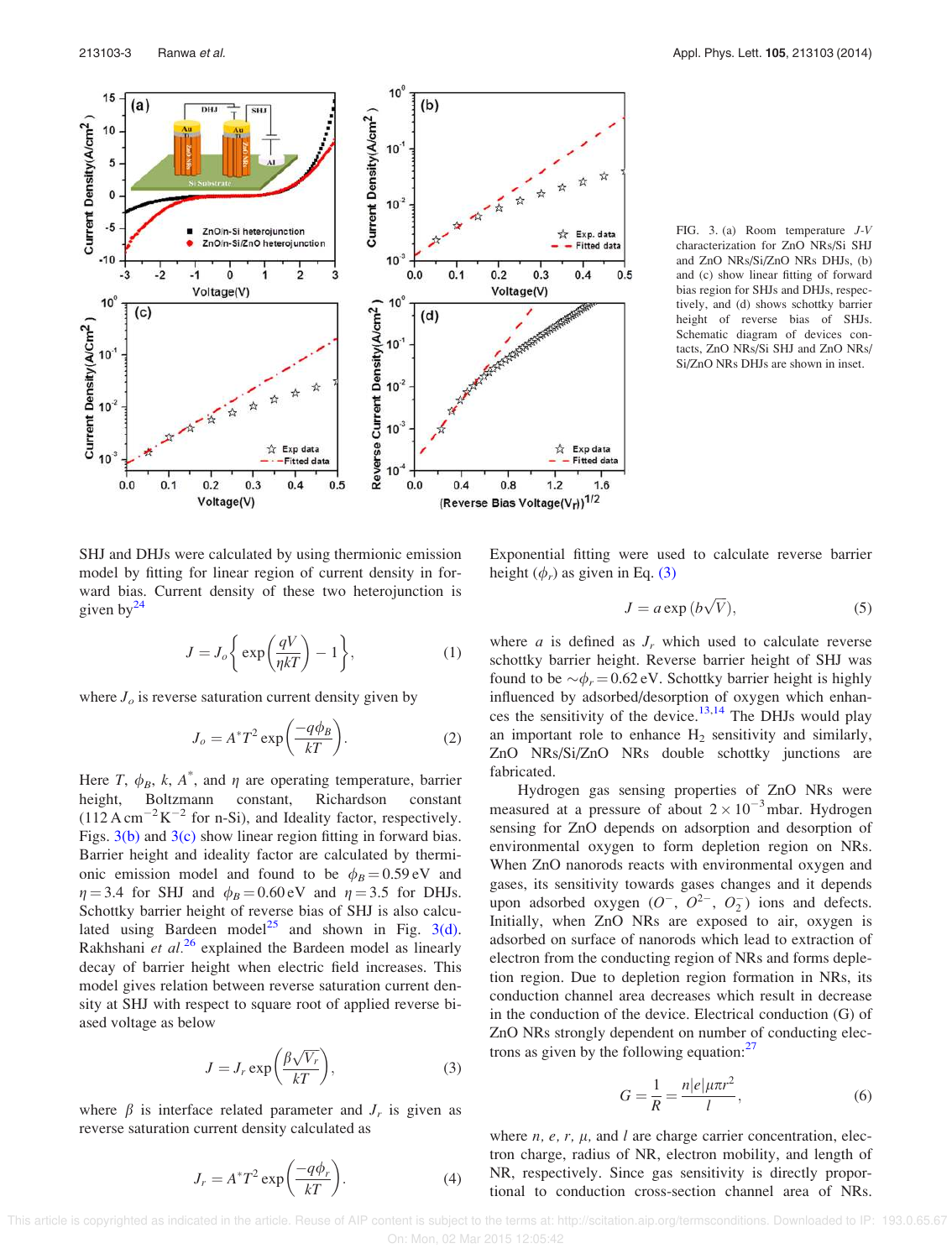FIG. 3. (a) Room temperature *J-V* characterization for ZnO NRs/Si SHJ and ZnO NRs/Si/ZnO NRs DHJs, (b) and (c) show linear fitting of forward bias region for SHJs and DHJs, respectively, and (d) shows schottky barrier height of reverse bias of SHJs. Schematic diagram of devices contacts, ZnO NRs/Si SHJ and ZnO NRs/Si/ZnO NRs DHJs are shown in inset.

SHJ and DHJs were calculated by using thermionic emission model by fitting for linear region of current density in forward bias. Current density of these two heterojunction is given by[24]

$$J = J_o\left\{\exp\left(\frac{qV}{\eta kT}\right) - 1\right\}, \tag{1}$$

where $J_o$ is reverse saturation current density given by

$$J_o = A^* T^2 \exp\left(\frac{-q\phi_B}{kT}\right). \tag{2}$$

Here $T$, $\phi_B$, $k$, $A^*$, and $\eta$ are operating temperature, barrier height, Boltzmann constant, Richardson constant ($112\,\mathrm{A\,cm^{-2}K^{-2}}$ for n-Si), and Ideality factor, respectively. Figs. 3(b) and 3(c) show linear region fitting in forward bias. Barrier height and ideality factor are calculated by thermionic emission model and found to be $\phi_B = 0.59\,\mathrm{eV}$ and $\eta = 3.4$ for SHJ and $\phi_B = 0.60\,\mathrm{eV}$ and $\eta = 3.5$ for DHJs. Schottky barrier height of reverse bias of SHJ is also calculated using Bardeen model[25] and shown in Fig. 3(d). Rakhshani *et al.*[26] explained the Bardeen model as linearly decay of barrier height when electric field increases. This model gives relation between reverse saturation current density at SHJ with respect to square root of applied reverse biased voltage as below

$$J = J_r \exp\left(\frac{\beta\sqrt{V_r}}{kT}\right), \tag{3}$$

where $\beta$ is interface related parameter and $J_r$ is given as reverse saturation current density calculated as

$$J_r = A^* T^2 \exp\left(\frac{-q\phi_r}{kT}\right). \tag{4}$$

Exponential fitting were used to calculate reverse barrier height ($\phi_r$) as given in Eq. (3)

$$J = a\exp\left(b\sqrt{V}\right), \tag{5}$$

where $a$ is defined as $J_r$ which used to calculate reverse schottky barrier height. Reverse barrier height of SHJ was found to be $\sim\phi_r = 0.62\,\mathrm{eV}$. Schottky barrier height is highly influenced by adsorbed/desorption of oxygen which enhances the sensitivity of the device.[13,14] The DHJs would play an important role to enhance $H_2$ sensitivity and similarly, ZnO NRs/Si/ZnO NRs double schottky junctions are fabricated.

Hydrogen gas sensing properties of ZnO NRs were measured at a pressure of about $2\times10^{-3}$ mbar. Hydrogen sensing for ZnO depends on adsorption and desorption of environmental oxygen to form depletion region on NRs. When ZnO nanorods reacts with environmental oxygen and gases, its sensitivity towards gases changes and it depends upon adsorbed oxygen ($O^-$, $O^{2-}$, $O_2^-$) ions and defects. Initially, when ZnO NRs are exposed to air, oxygen is adsorbed on surface of nanorods which lead to extraction of electron from the conducting region of NRs and forms depletion region. Due to depletion region formation in NRs, its conduction channel area decreases which result in decrease in the conduction of the device. Electrical conduction (G) of ZnO NRs strongly dependent on number of conducting electrons as given by the following equation:[27]

$$G = \frac{1}{R} = \frac{n|e|\mu\pi r^2}{l}, \tag{6}$$

where $n$, $e$, $r$, $\mu$, and $l$ are charge carrier concentration, electron charge, radius of NR, electron mobility, and length of NR, respectively. Since gas sensitivity is directly proportional to conduction cross-section channel area of NRs.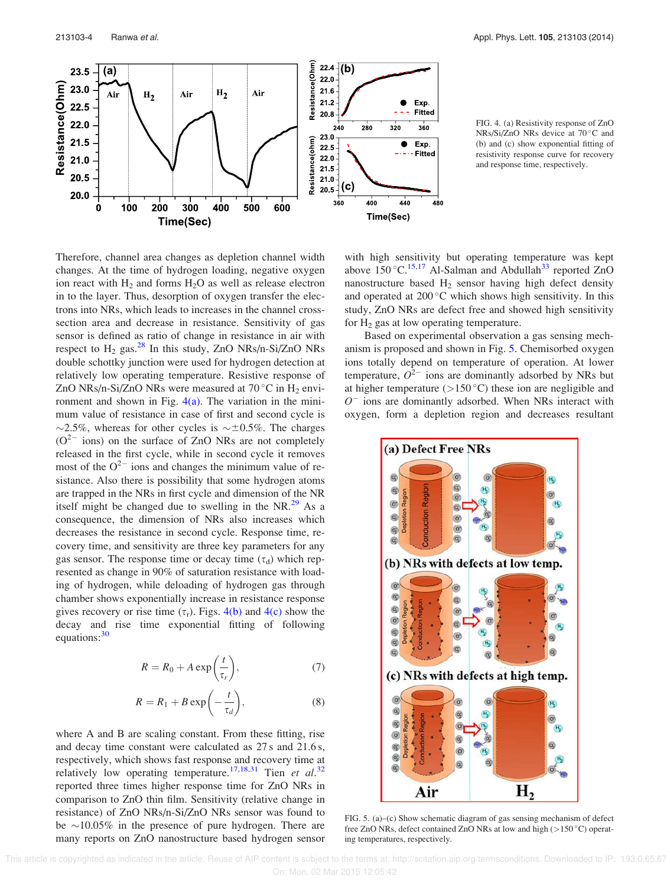FIG. 4. (a) Resistivity response of ZnO NRs/Si/ZnO NRs device at 70 °C and (b) and (c) show exponential fitting of resistivity response curve for recovery and response time, respectively.

Therefore, channel area changes as depletion channel width changes. At the time of hydrogen loading, negative oxygen ion react with $H_2$ and forms $H_2O$ as well as release electron in to the layer. Thus, desorption of oxygen transfer the electrons into NRs, which leads to increases in the channel cross-section area and decrease in resistance. Sensitivity of gas sensor is defined as ratio of change in resistance in air with respect to $H_2$ gas.[28] In this study, ZnO NRs/n-Si/ZnO NRs double schottky junction were used for hydrogen detection at relatively low operating temperature. Resistive response of ZnO NRs/n-Si/ZnO NRs were measured at 70 °C in $H_2$ environment and shown in Fig. 4(a). The variation in the minimum value of resistance in case of first and second cycle is ~2.5%, whereas for other cycles is ~±0.5%. The charges ($O^{2-}$ ions) on the surface of ZnO NRs are not completely released in the first cycle, while in second cycle it removes most of the $O^{2-}$ ions and changes the minimum value of resistance. Also there is possibility that some hydrogen atoms are trapped in the NRs in first cycle and dimension of the NR itself might be changed due to swelling in the NR.[29] As a consequence, the dimension of NRs also increases which decreases the resistance in second cycle. Response time, recovery time, and sensitivity are three key parameters for any gas sensor. The response time or decay time ($\tau_d$) which represented as change in 90% of saturation resistance with loading of hydrogen, while deloading of hydrogen gas through chamber shows exponentially increase in resistance response gives recovery or rise time ($\tau_r$). Figs. 4(b) and 4(c) show the decay and rise time exponential fitting of following equations:[30]

$$R = R_0 + A\exp\left(\frac{t}{\tau_r}\right), \quad (7)$$

$$R = R_1 + B\exp\left(-\frac{t}{\tau_d}\right), \quad (8)$$

where A and B are scaling constant. From these fitting, rise and decay time constant were calculated as 27 s and 21.6 s, respectively, which shows fast response and recovery time at relatively low operating temperature.[17,18,31] Tien *et al.*[32] reported three times higher response time for ZnO NRs in comparison to ZnO thin film. Sensitivity (relative change in resistance) of ZnO NRs/n-Si/ZnO NRs sensor was found to be ~10.05% in the presence of pure hydrogen. There are many reports on ZnO nanostructure based hydrogen sensor with high sensitivity but operating temperature was kept above 150 °C.[15,17] Al-Salman and Abdullah[33] reported ZnO nanostructure based $H_2$ sensor having high defect density and operated at 200 °C which shows high sensitivity. In this study, ZnO NRs are defect free and showed high sensitivity for $H_2$ gas at low operating temperature.

Based on experimental observation a gas sensing mechanism is proposed and shown in Fig. 5. Chemisorbed oxygen ions totally depend on temperature of operation. At lower temperature, $O^{2-}$ ions are dominantly adsorbed by NRs but at higher temperature (>150 °C) these ion are negligible and $O^{-}$ ions are dominantly adsorbed. When NRs interact with oxygen, form a depletion region and decreases resultant

FIG. 5. (a)–(c) Show schematic diagram of gas sensing mechanism of defect free ZnO NRs, defect contained ZnO NRs at low and high (>150 °C) operating temperatures, respectively.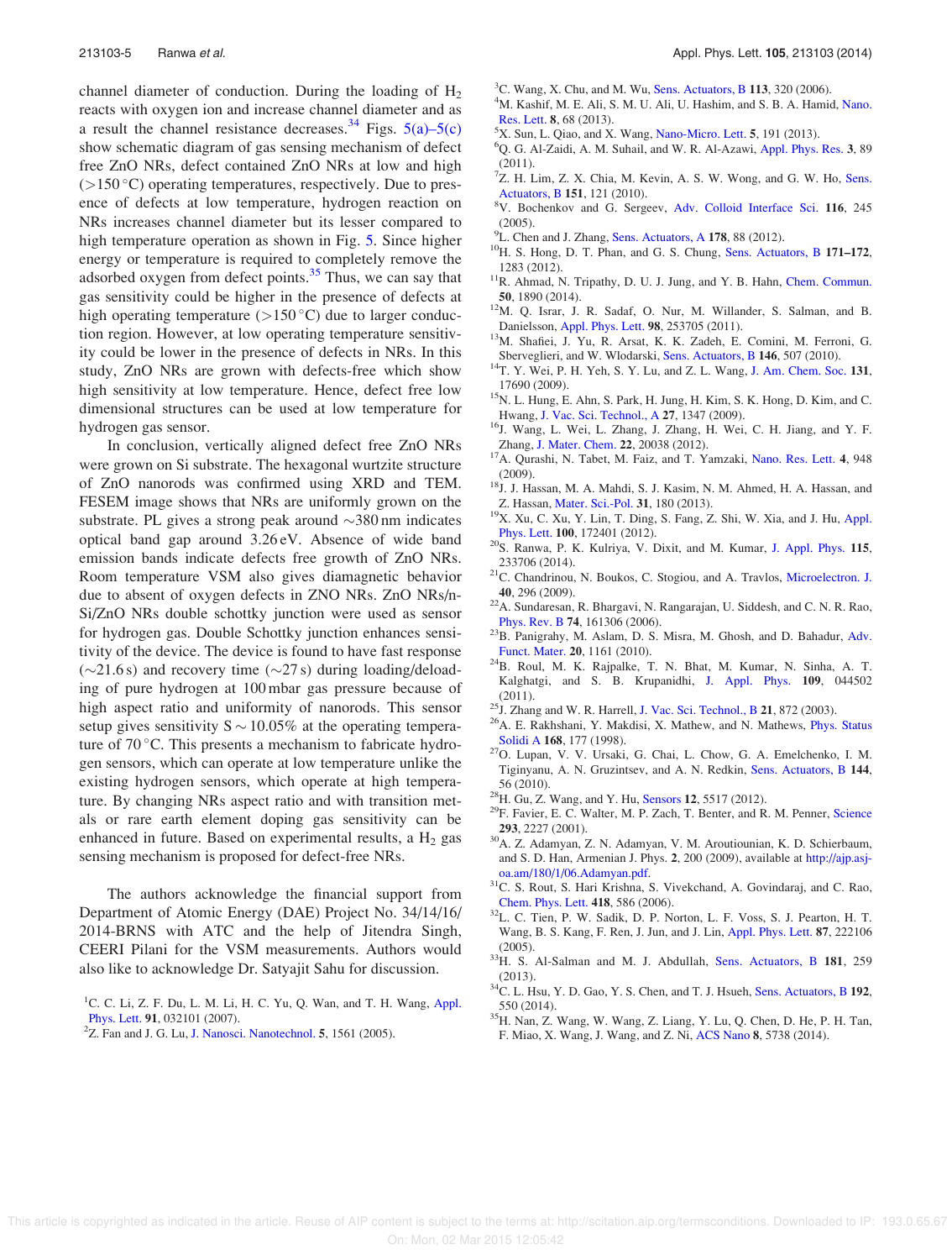channel diameter of conduction. During the loading of $H_2$ reacts with oxygen ion and increase channel diameter and as a result the channel resistance decreases.[34] Figs. 5(a)–5(c) show schematic diagram of gas sensing mechanism of defect free ZnO NRs, defect contained ZnO NRs at low and high (>150 °C) operating temperatures, respectively. Due to presence of defects at low temperature, hydrogen reaction on NRs increases channel diameter but its lesser compared to high temperature operation as shown in Fig. 5. Since higher energy or temperature is required to completely remove the adsorbed oxygen from defect points.[35] Thus, we can say that gas sensitivity could be higher in the presence of defects at high operating temperature (>150 °C) due to larger conduction region. However, at low operating temperature sensitivity could be lower in the presence of defects in NRs. In this study, ZnO NRs are grown with defects-free which show high sensitivity at low temperature. Hence, defect free low dimensional structures can be used at low temperature for hydrogen gas sensor.

In conclusion, vertically aligned defect free ZnO NRs were grown on Si substrate. The hexagonal wurtzite structure of ZnO nanorods was confirmed using XRD and TEM. FESEM image shows that NRs are uniformly grown on the substrate. PL gives a strong peak around ~380 nm indicates optical band gap around 3.26 eV. Absence of wide band emission bands indicate defects free growth of ZnO NRs. Room temperature VSM also gives diamagnetic behavior due to absent of oxygen defects in ZNO NRs. ZnO NRs/n-Si/ZnO NRs double schottky junction were used as sensor for hydrogen gas. Double Schottky junction enhances sensitivity of the device. The device is found to have fast response (~21.6 s) and recovery time (~27 s) during loading/deloading of pure hydrogen at 100 mbar gas pressure because of high aspect ratio and uniformity of nanorods. This sensor setup gives sensitivity S ~ 10.05% at the operating temperature of 70 °C. This presents a mechanism to fabricate hydrogen sensors, which can operate at low temperature unlike the existing hydrogen sensors, which operate at high temperature. By changing NRs aspect ratio and with transition metals or rare earth element doping gas sensitivity can be enhanced in future. Based on experimental results, a $H_2$ gas sensing mechanism is proposed for defect-free NRs.

The authors acknowledge the financial support from Department of Atomic Energy (DAE) Project No. 34/14/16/2014-BRNS with ATC and the help of Jitendra Singh, CEERI Pilani for the VSM measurements. Authors would also like to acknowledge Dr. Satyajit Sahu for discussion.

[1] C. C. Li, Z. F. Du, L. M. Li, H. C. Yu, Q. Wan, and T. H. Wang, Appl. Phys. Lett. **91**, 032101 (2007).
[2] Z. Fan and J. G. Lu, J. Nanosci. Nanotechnol. **5**, 1561 (2005).
[3] C. Wang, X. Chu, and M. Wu, Sens. Actuators, B **113**, 320 (2006).
[4] M. Kashif, M. E. Ali, S. M. U. Ali, U. Hashim, and S. B. A. Hamid, Nano. Res. Lett. **8**, 68 (2013).
[5] X. Sun, L. Qiao, and X. Wang, Nano-Micro. Lett. **5**, 191 (2013).
[6] Q. G. Al-Zaidi, A. M. Suhail, and W. R. Al-Azawi, Appl. Phys. Res. **3**, 89 (2011).
[7] Z. H. Lim, Z. X. Chia, M. Kevin, A. S. W. Wong, and G. W. Ho, Sens. Actuators, B **151**, 121 (2010).
[8] V. Bochenkov and G. Sergeev, Adv. Colloid Interface Sci. **116**, 245 (2005).
[9] L. Chen and J. Zhang, Sens. Actuators, A **178**, 88 (2012).
[10] H. S. Hong, D. T. Phan, and G. S. Chung, Sens. Actuators, B **171–172**, 1283 (2012).
[11] R. Ahmad, N. Tripathy, D. U. J. Jung, and Y. B. Hahn, Chem. Commun. **50**, 1890 (2014).
[12] M. Q. Israr, J. R. Sadaf, O. Nur, M. Willander, S. Salman, and B. Danielsson, Appl. Phys. Lett. **98**, 253705 (2011).
[13] M. Shafiei, J. Yu, R. Arsat, K. K. Zadeh, E. Comini, M. Ferroni, G. Sberveglieri, and W. Wlodarski, Sens. Actuators, B **146**, 507 (2010).
[14] T. Y. Wei, P. H. Yeh, S. Y. Lu, and Z. L. Wang, J. Am. Chem. Soc. **131**, 17690 (2009).
[15] N. L. Hung, E. Ahn, S. Park, H. Jung, H. Kim, S. K. Hong, D. Kim, and C. Hwang, J. Vac. Sci. Technol., A **27**, 1347 (2009).
[16] J. Wang, L. Wei, L. Zhang, J. Zhang, H. Wei, C. H. Jiang, and Y. F. Zhang, J. Mater. Chem. **22**, 20038 (2012).
[17] A. Qurashi, N. Tabet, M. Faiz, and T. Yamzaki, Nano. Res. Lett. **4**, 948 (2009).
[18] J. J. Hassan, M. A. Mahdi, S. J. Kasim, N. M. Ahmed, H. A. Hassan, and Z. Hassan, Mater. Sci.-Pol. **31**, 180 (2013).
[19] X. Xu, C. Xu, Y. Lin, T. Ding, S. Fang, Z. Shi, W. Xia, and J. Hu, Appl. Phys. Lett. **100**, 172401 (2012).
[20] S. Ranwa, P. K. Kulriya, V. Dixit, and M. Kumar, J. Appl. Phys. **115**, 233706 (2014).
[21] C. Chandrinou, N. Boukos, C. Stogiou, and A. Travlos, Microelectron. J. **40**, 296 (2009).
[22] A. Sundaresan, R. Bhargavi, N. Rangarajan, U. Siddesh, and C. N. R. Rao, Phys. Rev. B **74**, 161306 (2006).
[23] B. Panigrahy, M. Aslam, D. S. Misra, M. Ghosh, and D. Bahadur, Adv. Funct. Mater. **20**, 1161 (2010).
[24] B. Roul, M. K. Rajpalke, T. N. Bhat, M. Kumar, N. Sinha, A. T. Kalghatgi, and S. B. Krupanidhi, J. Appl. Phys. **109**, 044502 (2011).
[25] J. Zhang and W. R. Harrell, J. Vac. Sci. Technol., B **21**, 872 (2003).
[26] A. E. Rakhshani, Y. Makdisi, X. Mathew, and N. Mathews, Phys. Status Solidi A **168**, 177 (1998).
[27] O. Lupan, V. V. Ursaki, G. Chai, L. Chow, G. A. Emelchenko, I. M. Tiginyanu, A. N. Gruzintsev, and A. N. Redkin, Sens. Actuators, B **144**, 56 (2010).
[28] H. Gu, Z. Wang, and Y. Hu, Sensors **12**, 5517 (2012).
[29] F. Favier, E. C. Walter, M. P. Zach, T. Benter, and R. M. Penner, Science **293**, 2227 (2001).
[30] A. Z. Adamyan, Z. N. Adamyan, V. M. Aroutiounian, K. D. Schierbaum, and S. D. Han, Armenian J. Phys. **2**, 200 (2009), available at http://ajp.asj-oa.am/180/1/06.Adamyan.pdf.
[31] C. S. Rout, S. Hari Krishna, S. Vivekchand, A. Govindaraj, and C. Rao, Chem. Phys. Lett. **418**, 586 (2006).
[32] L. C. Tien, P. W. Sadik, D. P. Norton, L. F. Voss, S. J. Pearton, H. T. Wang, B. S. Kang, F. Ren, J. Jun, and J. Lin, Appl. Phys. Lett. **87**, 222106 (2005).
[33] H. S. Al-Salman and M. J. Abdullah, Sens. Actuators, B **181**, 259 (2013).
[34] C. L. Hsu, Y. D. Gao, Y. S. Chen, and T. J. Hsueh, Sens. Actuators, B **192**, 550 (2014).
[35] H. Nan, Z. Wang, W. Wang, Z. Liang, Y. Lu, Q. Chen, D. He, P. H. Tan, F. Miao, X. Wang, J. Wang, and Z. Ni, ACS Nano **8**, 5738 (2014).